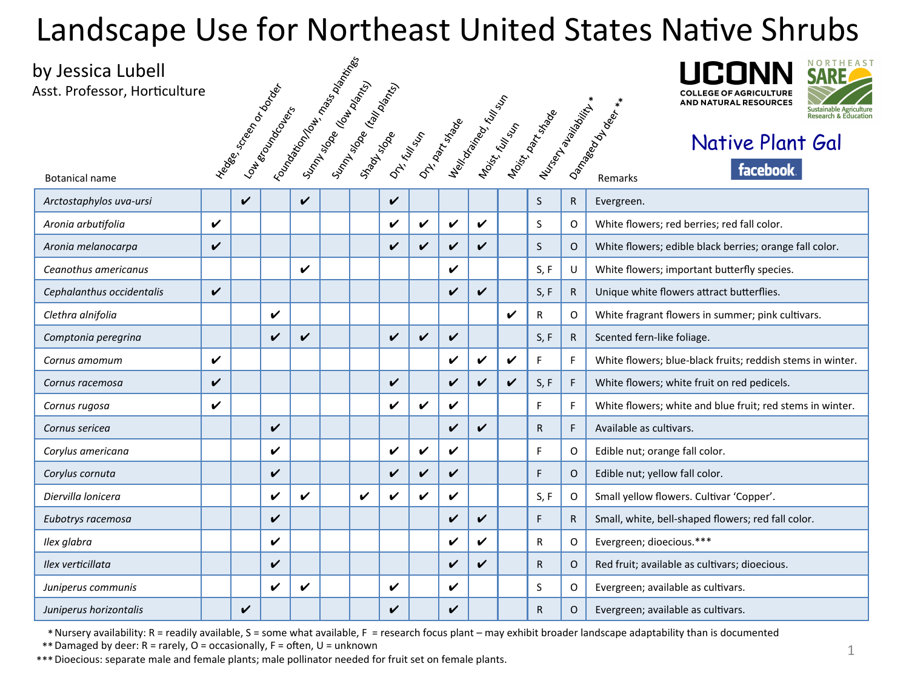# Landscape Use for Northeast United States Native Shrubs

by Jessica Lubell
Asst. Professor, Horticulture

UCONN COLLEGE OF AGRICULTURE AND NATURAL RESOURCES

NORTHEAST SARE Sustainable Agriculture Research & Education

Native Plant Gal

facebook

| Botanical name | Hedge, screen or border | Low groundcovers | Foundation/low, mass plantings | Sunny slope (low plants) | Sunny slope (tall plants) | Shady slope | Dry, full sun | Dry, part shade | Well-drained, full sun | Moist, full sun | Moist, part shade | Nursery availability * | Damaged by deer ** | Remarks |
|---|---|---|---|---|---|---|---|---|---|---|---|---|---|---|
| *Arctostaphylos uva-ursi* | | ✔ | | ✔ | | | ✔ | | | | | S | R | Evergreen. |
| *Aronia arbutifolia* | ✔ | | | | | | ✔ | ✔ | ✔ | ✔ | | S | O | White flowers; red berries; red fall color. |
| *Aronia melanocarpa* | ✔ | | | | | | ✔ | ✔ | ✔ | ✔ | | S | O | White flowers; edible black berries; orange fall color. |
| *Ceanothus americanus* | | | | ✔ | | | | | ✔ | | | S, F | U | White flowers; important butterfly species. |
| *Cephalanthus occidentalis* | ✔ | | | | | | | | ✔ | ✔ | | S, F | R | Unique white flowers attract butterflies. |
| *Clethra alnifolia* | | | ✔ | | | | | | | | ✔ | R | O | White fragrant flowers in summer; pink cultivars. |
| *Comptonia peregrina* | | | ✔ | ✔ | | | ✔ | ✔ | ✔ | | | S, F | R | Scented fern-like foliage. |
| *Cornus amomum* | ✔ | | | | | | | | ✔ | ✔ | ✔ | F | F | White flowers; blue-black fruits; reddish stems in winter. |
| *Cornus racemosa* | ✔ | | | | | | ✔ | | ✔ | ✔ | ✔ | S, F | F | White flowers; white fruit on red pedicels. |
| *Cornus rugosa* | ✔ | | | | | | ✔ | ✔ | ✔ | | | F | F | White flowers; white and blue fruit; red stems in winter. |
| *Cornus sericea* | | | ✔ | | | | | | ✔ | ✔ | | R | F | Available as cultivars. |
| *Corylus americana* | | | ✔ | | | | ✔ | ✔ | ✔ | | | F | O | Edible nut; orange fall color. |
| *Corylus cornuta* | | | ✔ | | | | ✔ | ✔ | ✔ | | | F | O | Edible nut; yellow fall color. |
| *Diervilla lonicera* | | | ✔ | ✔ | | ✔ | ✔ | ✔ | ✔ | | | S, F | O | Small yellow flowers. Cultivar 'Copper'. |
| *Eubotrys racemosa* | | | ✔ | | | | | | ✔ | ✔ | | F | R | Small, white, bell-shaped flowers; red fall color. |
| *Ilex glabra* | | | ✔ | | | | | | ✔ | ✔ | | R | O | Evergreen; dioecious.*** |
| *Ilex verticillata* | | | ✔ | | | | | | ✔ | ✔ | | R | O | Red fruit; available as cultivars; dioecious. |
| *Juniperus communis* | | | ✔ | ✔ | | | ✔ | | ✔ | | | S | O | Evergreen; available as cultivars. |
| *Juniperus horizontalis* | | ✔ | | | | | ✔ | | ✔ | | | R | O | Evergreen; available as cultivars. |

\* Nursery availability: R = readily available, S = some what available, F = research focus plant – may exhibit broader landscape adaptability than is documented
\*\* Damaged by deer: R = rarely, O = occasionally, F = often, U = unknown
\*\*\* Dioecious: separate male and female plants; male pollinator needed for fruit set on female plants.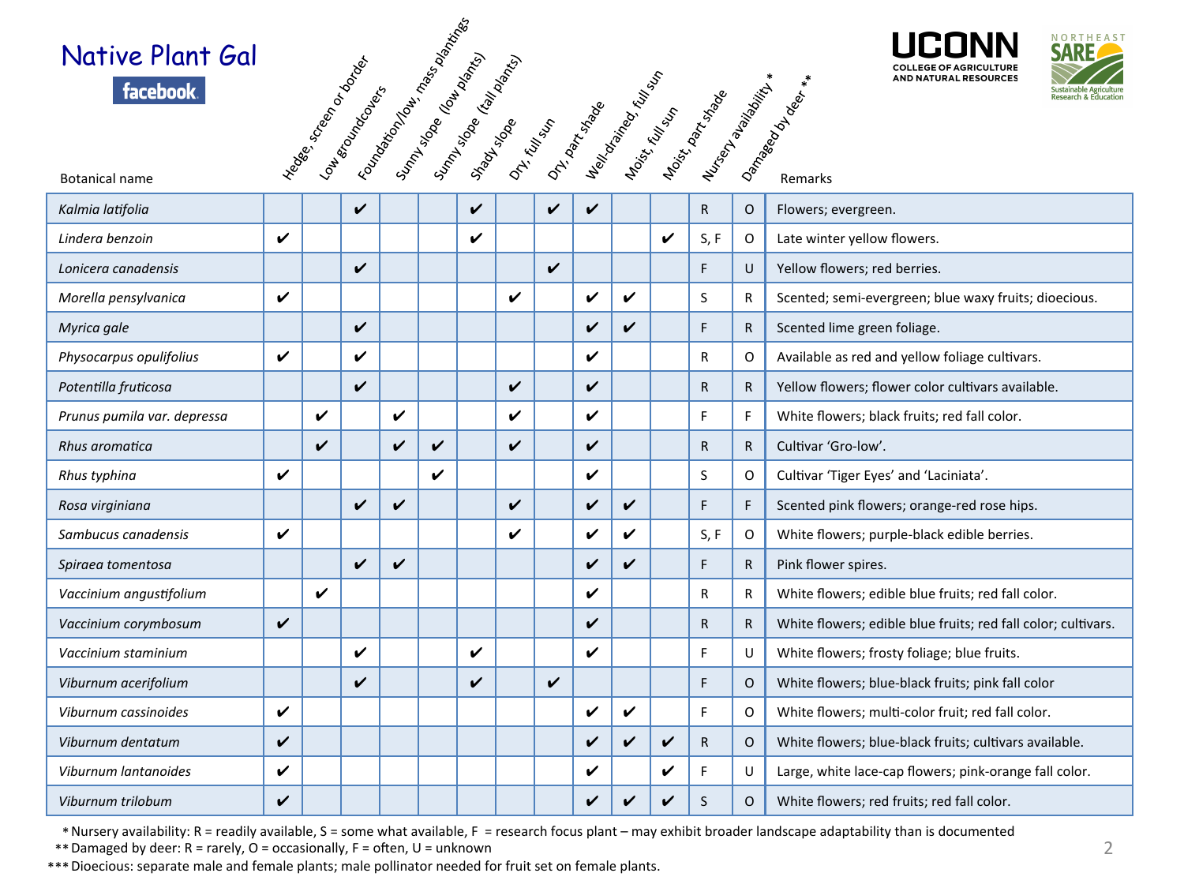Native Plant Gal

facebook

UCONN COLLEGE OF AGRICULTURE AND NATURAL RESOURCES

NORTHEAST SARE Sustainable Agriculture Research & Education

| Botanical name | Hedge, screen or border | Low groundcovers | Foundation/low, mass plantings | Sunny slope (low plants) | Sunny slope (tall plants) | Shady slope | Dry, full sun | Dry, part shade | Well-drained, full sun | Moist, full sun | Moist, part shade | Nursery availability * | Damaged by deer ** | Remarks |
|---|---|---|---|---|---|---|---|---|---|---|---|---|---|---|
| *Kalmia latifolia* | | | ✔ | | | ✔ | | ✔ | ✔ | | | R | O | Flowers; evergreen. |
| *Lindera benzoin* | ✔ | | | | | ✔ | | | | | ✔ | S, F | O | Late winter yellow flowers. |
| *Lonicera canadensis* | | | ✔ | | | | | ✔ | | | | F | U | Yellow flowers; red berries. |
| *Morella pensylvanica* | ✔ | | | | | | ✔ | | ✔ | ✔ | | S | R | Scented; semi-evergreen; blue waxy fruits; dioecious. |
| *Myrica gale* | | | ✔ | | | | | | ✔ | ✔ | | F | R | Scented lime green foliage. |
| *Physocarpus opulifolius* | ✔ | | ✔ | | | | | | ✔ | | | R | O | Available as red and yellow foliage cultivars. |
| *Potentilla fruticosa* | | | ✔ | | | | ✔ | | ✔ | | | R | R | Yellow flowers; flower color cultivars available. |
| *Prunus pumila var. depressa* | | ✔ | | ✔ | | | ✔ | | ✔ | | | F | F | White flowers; black fruits; red fall color. |
| *Rhus aromatica* | | ✔ | | ✔ | ✔ | | ✔ | | ✔ | | | R | R | Cultivar 'Gro-low'. |
| *Rhus typhina* | ✔ | | | | ✔ | | | | ✔ | | | S | O | Cultivar 'Tiger Eyes' and 'Laciniata'. |
| *Rosa virginiana* | | | ✔ | ✔ | | | ✔ | | ✔ | ✔ | | F | F | Scented pink flowers; orange-red rose hips. |
| *Sambucus canadensis* | ✔ | | | | | | ✔ | | ✔ | ✔ | | S, F | O | White flowers; purple-black edible berries. |
| *Spiraea tomentosa* | | | ✔ | ✔ | | | | | ✔ | ✔ | | F | R | Pink flower spires. |
| *Vaccinium angustifolium* | | ✔ | | | | | | | ✔ | | | R | R | White flowers; edible blue fruits; red fall color. |
| *Vaccinium corymbosum* | ✔ | | | | | | | | ✔ | | | R | R | White flowers; edible blue fruits; red fall color; cultivars. |
| *Vaccinium staminium* | | | ✔ | | | ✔ | | | ✔ | | | F | U | White flowers; frosty foliage; blue fruits. |
| *Viburnum acerifolium* | | | ✔ | | | ✔ | | ✔ | | | | F | O | White flowers; blue-black fruits; pink fall color |
| *Viburnum cassinoides* | ✔ | | | | | | | | ✔ | ✔ | | F | O | White flowers; multi-color fruit; red fall color. |
| *Viburnum dentatum* | ✔ | | | | | | | | ✔ | ✔ | ✔ | R | O | White flowers; blue-black fruits; cultivars available. |
| *Viburnum lantanoides* | ✔ | | | | | | | | ✔ | | ✔ | F | U | Large, white lace-cap flowers; pink-orange fall color. |
| *Viburnum trilobum* | ✔ | | | | | | | | ✔ | ✔ | ✔ | S | O | White flowers; red fruits; red fall color. |

\* Nursery availability: R = readily available, S = some what available, F = research focus plant – may exhibit broader landscape adaptability than is documented

\*\* Damaged by deer: R = rarely, O = occasionally, F = often, U = unknown

\*\*\* Dioecious: separate male and female plants; male pollinator needed for fruit set on female plants.